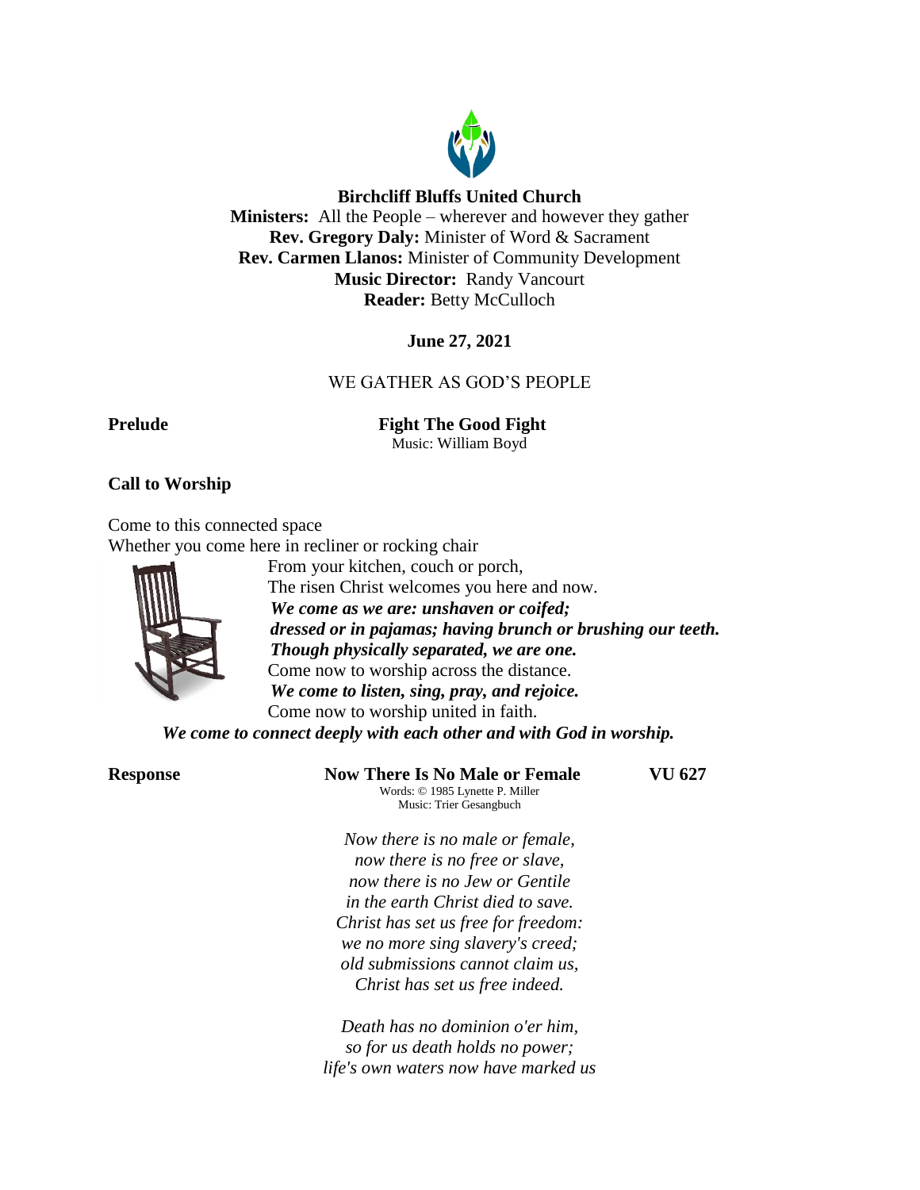**Birchcliff Bluffs United Church**
**Ministers:** All the People – wherever and however they gather
**Rev. Gregory Daly:** Minister of Word & Sacrament
**Rev. Carmen Llanos:** Minister of Community Development
**Music Director:** Randy Vancourt
**Reader:** Betty McCulloch

**June 27, 2021**

WE GATHER AS GOD'S PEOPLE

**Prelude** **Fight The Good Fight**
Music: William Boyd

**Call to Worship**

Come to this connected space
Whether you come here in recliner or rocking chair
From your kitchen, couch or porch,
The risen Christ welcomes you here and now.
***We come as we are: unshaven or coifed;***
***dressed or in pajamas; having brunch or brushing our teeth.***
***Though physically separated, we are one.***
Come now to worship across the distance.
***We come to listen, sing, pray, and rejoice.***
Come now to worship united in faith.
***We come to connect deeply with each other and with God in worship.***

**Response** **Now There Is No Male or Female** **VU 627**
Words: © 1985 Lynette P. Miller
Music: Trier Gesangbuch

*Now there is no male or female,*
*now there is no free or slave,*
*now there is no Jew or Gentile*
*in the earth Christ died to save.*
*Christ has set us free for freedom:*
*we no more sing slavery's creed;*
*old submissions cannot claim us,*
*Christ has set us free indeed.*

*Death has no dominion o'er him,*
*so for us death holds no power;*
*life's own waters now have marked us*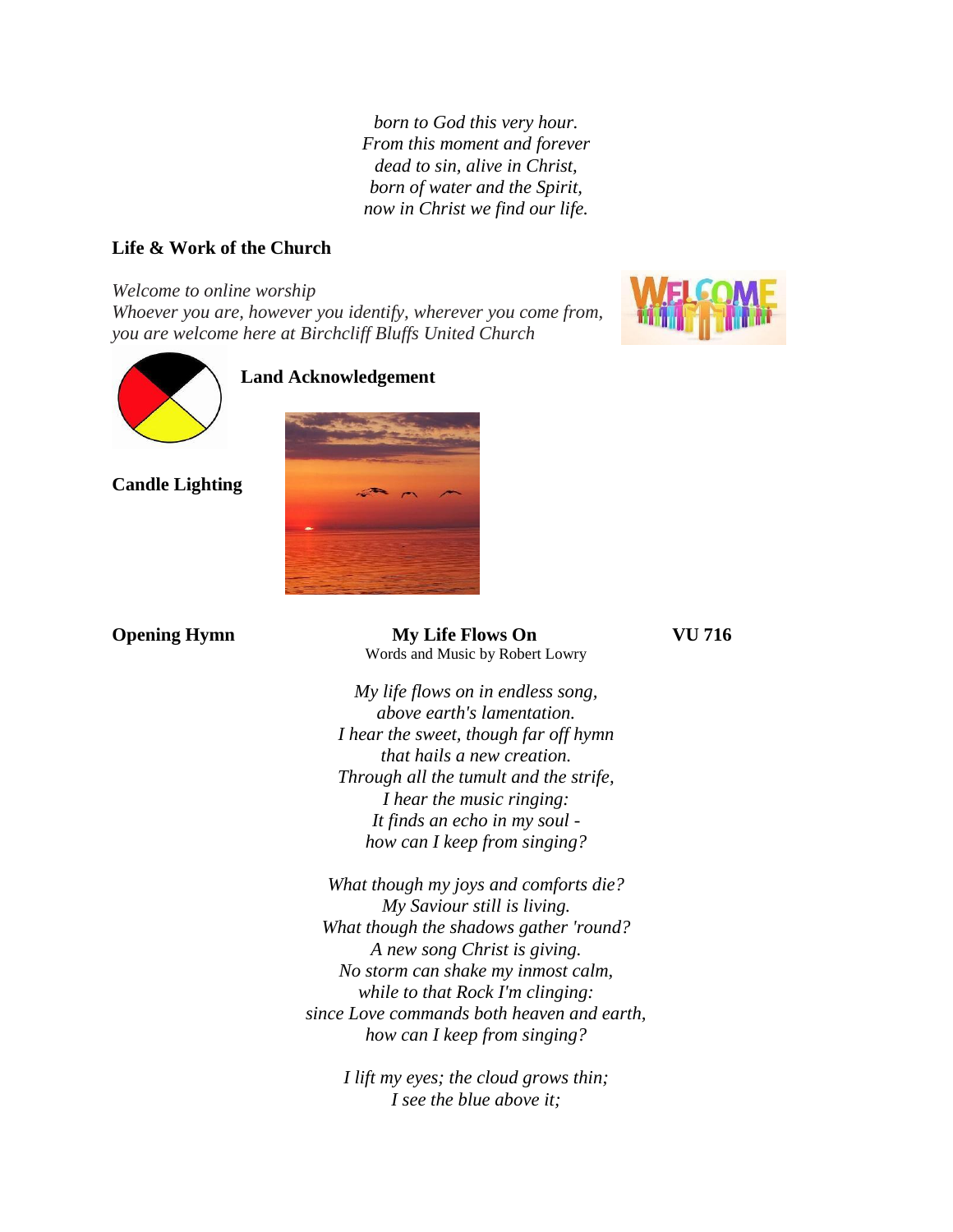*born to God this very hour.*
*From this moment and forever*
*dead to sin, alive in Christ,*
*born of water and the Spirit,*
*now in Christ we find our life.*

**Life & Work of the Church**

*Welcome to online worship*
*Whoever you are, however you identify, wherever you come from,*
*you are welcome here at Birchcliff Bluffs United Church*

**Land Acknowledgement**

**Candle Lighting**

**Opening Hymn** **My Life Flows On** **VU 716**

Words and Music by Robert Lowry

*My life flows on in endless song,*
*above earth's lamentation.*
*I hear the sweet, though far off hymn*
*that hails a new creation.*
*Through all the tumult and the strife,*
*I hear the music ringing:*
*It finds an echo in my soul -*
*how can I keep from singing?*

*What though my joys and comforts die?*
*My Saviour still is living.*
*What though the shadows gather 'round?*
*A new song Christ is giving.*
*No storm can shake my inmost calm,*
*while to that Rock I'm clinging:*
*since Love commands both heaven and earth,*
*how can I keep from singing?*

*I lift my eyes; the cloud grows thin;*
*I see the blue above it;*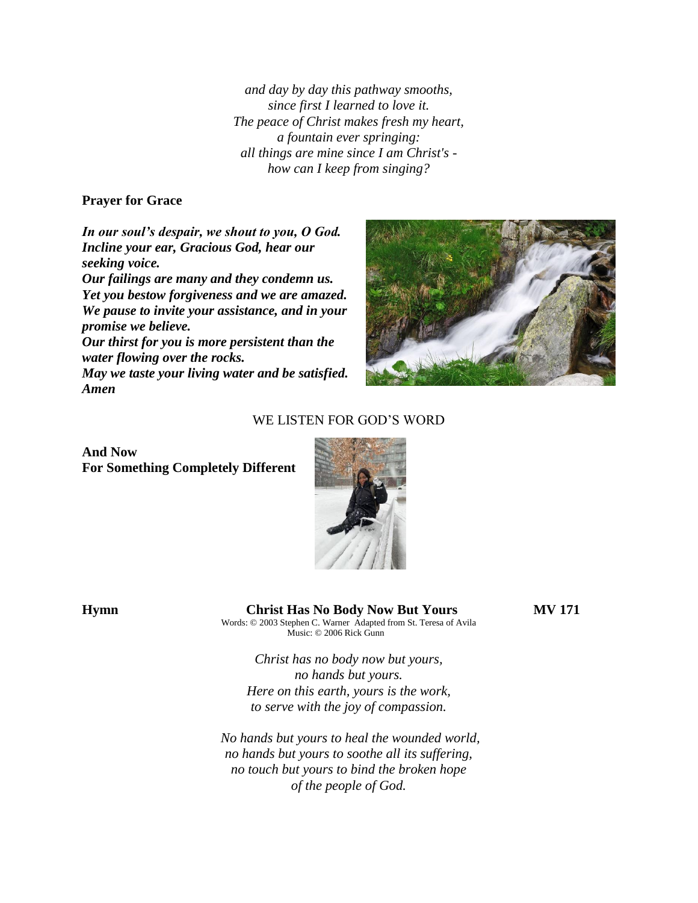*and day by day this pathway smooths,*
*since first I learned to love it.*
*The peace of Christ makes fresh my heart,*
*a fountain ever springing:*
*all things are mine since I am Christ's -*
*how can I keep from singing?*

**Prayer for Grace**

***In our soul's despair, we shout to you, O God.***
***Incline your ear, Gracious God, hear our seeking voice.***
***Our failings are many and they condemn us.***
***Yet you bestow forgiveness and we are amazed.***
***We pause to invite your assistance, and in your promise we believe.***
***Our thirst for you is more persistent than the water flowing over the rocks.***
***May we taste your living water and be satisfied.***
***Amen***

WE LISTEN FOR GOD'S WORD

**And Now**
**For Something Completely Different**

**Hymn** **Christ Has No Body Now But Yours** **MV 171**

Words: © 2003 Stephen C. Warner Adapted from St. Teresa of Avila
Music: © 2006 Rick Gunn

*Christ has no body now but yours,*
*no hands but yours.*
*Here on this earth, yours is the work,*
*to serve with the joy of compassion.*

*No hands but yours to heal the wounded world,*
*no hands but yours to soothe all its suffering,*
*no touch but yours to bind the broken hope*
*of the people of God.*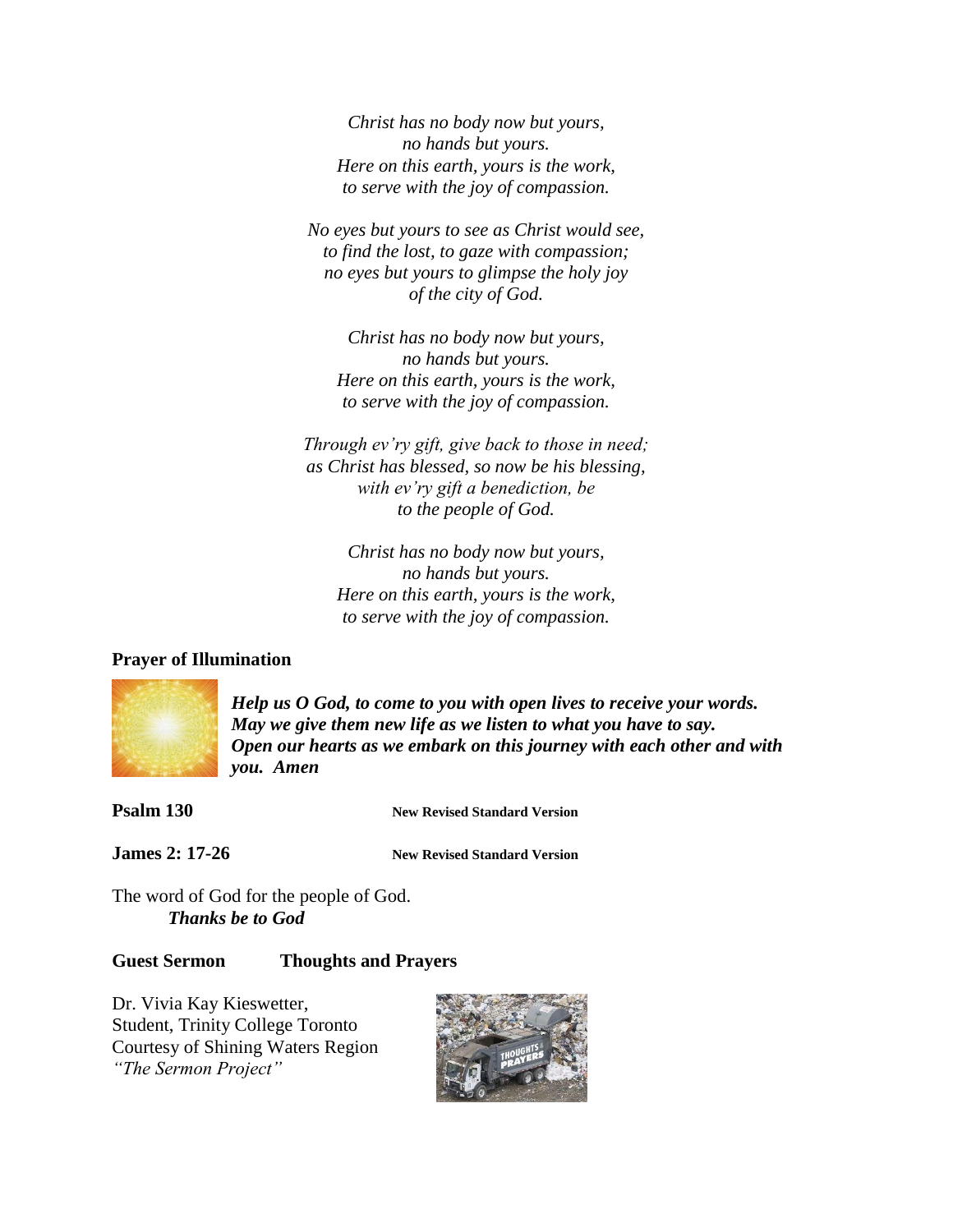*Christ has no body now but yours,*
*no hands but yours.*
*Here on this earth, yours is the work,*
*to serve with the joy of compassion.*

*No eyes but yours to see as Christ would see,*
*to find the lost, to gaze with compassion;*
*no eyes but yours to glimpse the holy joy*
*of the city of God.*

*Christ has no body now but yours,*
*no hands but yours.*
*Here on this earth, yours is the work,*
*to serve with the joy of compassion.*

*Through ev'ry gift, give back to those in need;*
*as Christ has blessed, so now be his blessing,*
*with ev'ry gift a benediction, be*
*to the people of God.*

*Christ has no body now but yours,*
*no hands but yours.*
*Here on this earth, yours is the work,*
*to serve with the joy of compassion.*

**Prayer of Illumination**

***Help us O God, to come to you with open lives to receive your words. May we give them new life as we listen to what you have to say. Open our hearts as we embark on this journey with each other and with you. Amen***

**Psalm 130** **New Revised Standard Version**

**James 2: 17-26** **New Revised Standard Version**

The word of God for the people of God.
***Thanks be to God***

**Guest Sermon Thoughts and Prayers**

Dr. Vivia Kay Kieswetter,
Student, Trinity College Toronto
Courtesy of Shining Waters Region
*"The Sermon Project"*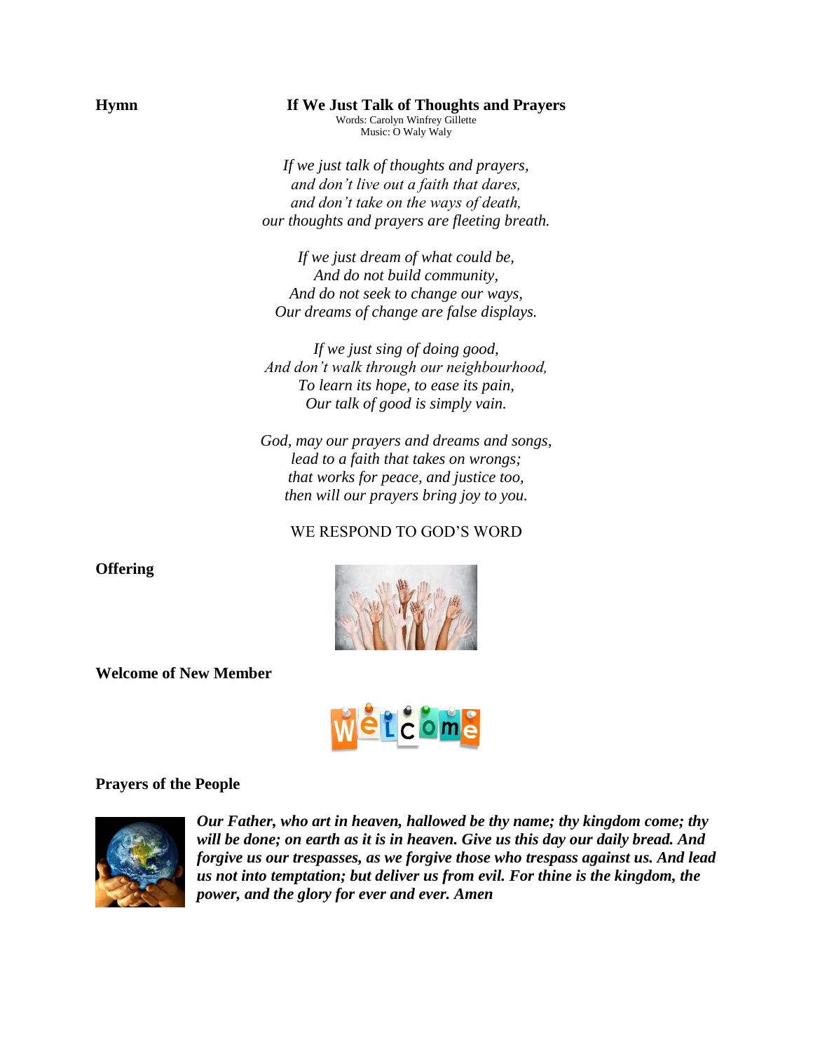**Hymn** **If We Just Talk of Thoughts and Prayers**

Words: Carolyn Winfrey Gillette
Music: O Waly Waly

*If we just talk of thoughts and prayers,*
*and don't live out a faith that dares,*
*and don't take on the ways of death,*
*our thoughts and prayers are fleeting breath.*

*If we just dream of what could be,*
*And do not build community,*
*And do not seek to change our ways,*
*Our dreams of change are false displays.*

*If we just sing of doing good,*
*And don't walk through our neighbourhood,*
*To learn its hope, to ease its pain,*
*Our talk of good is simply vain.*

*God, may our prayers and dreams and songs,*
*lead to a faith that takes on wrongs;*
*that works for peace, and justice too,*
*then will our prayers bring joy to you.*

WE RESPOND TO GOD'S WORD

**Offering**

**Welcome of New Member**

**Prayers of the People**

***Our Father, who art in heaven, hallowed be thy name; thy kingdom come; thy will be done; on earth as it is in heaven. Give us this day our daily bread. And forgive us our trespasses, as we forgive those who trespass against us. And lead us not into temptation; but deliver us from evil. For thine is the kingdom, the power, and the glory for ever and ever. Amen***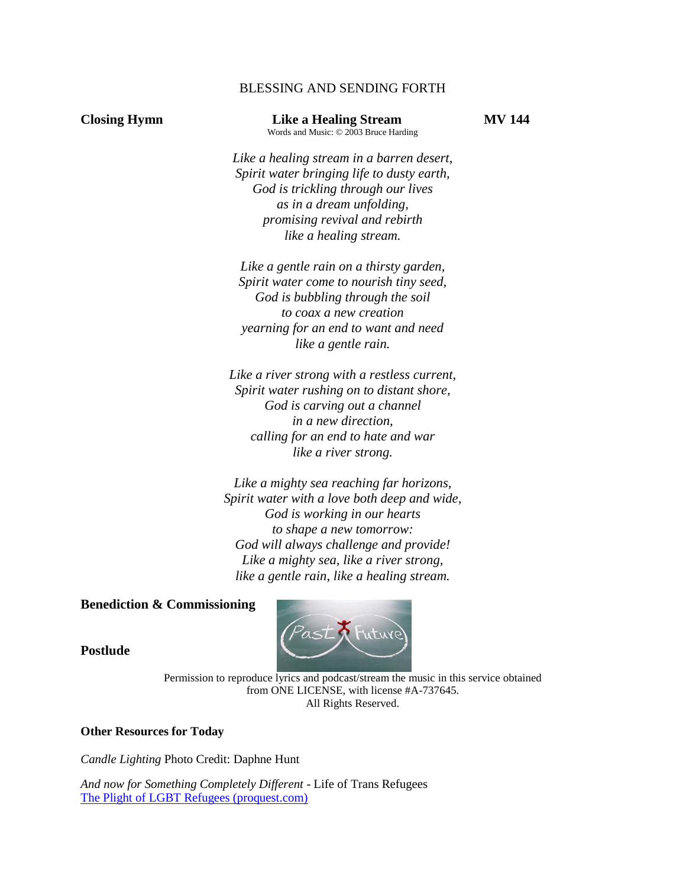BLESSING AND SENDING FORTH

**Closing Hymn** **Like a Healing Stream** **MV 144**

Words and Music: © 2003 Bruce Harding

*Like a healing stream in a barren desert,*
*Spirit water bringing life to dusty earth,*
*God is trickling through our lives*
*as in a dream unfolding,*
*promising revival and rebirth*
*like a healing stream.*

*Like a gentle rain on a thirsty garden,*
*Spirit water come to nourish tiny seed,*
*God is bubbling through the soil*
*to coax a new creation*
*yearning for an end to want and need*
*like a gentle rain.*

*Like a river strong with a restless current,*
*Spirit water rushing on to distant shore,*
*God is carving out a channel*
*in a new direction,*
*calling for an end to hate and war*
*like a river strong.*

*Like a mighty sea reaching far horizons,*
*Spirit water with a love both deep and wide,*
*God is working in our hearts*
*to shape a new tomorrow:*
*God will always challenge and provide!*
*Like a mighty sea, like a river strong,*
*like a gentle rain, like a healing stream.*

**Benediction & Commissioning**

**Postlude**

Permission to reproduce lyrics and podcast/stream the music in this service obtained from ONE LICENSE, with license #A-737645.
All Rights Reserved.

**Other Resources for Today**

*Candle Lighting* Photo Credit: Daphne Hunt

*And now for Something Completely Different* - Life of Trans Refugees
The Plight of LGBT Refugees (proquest.com)